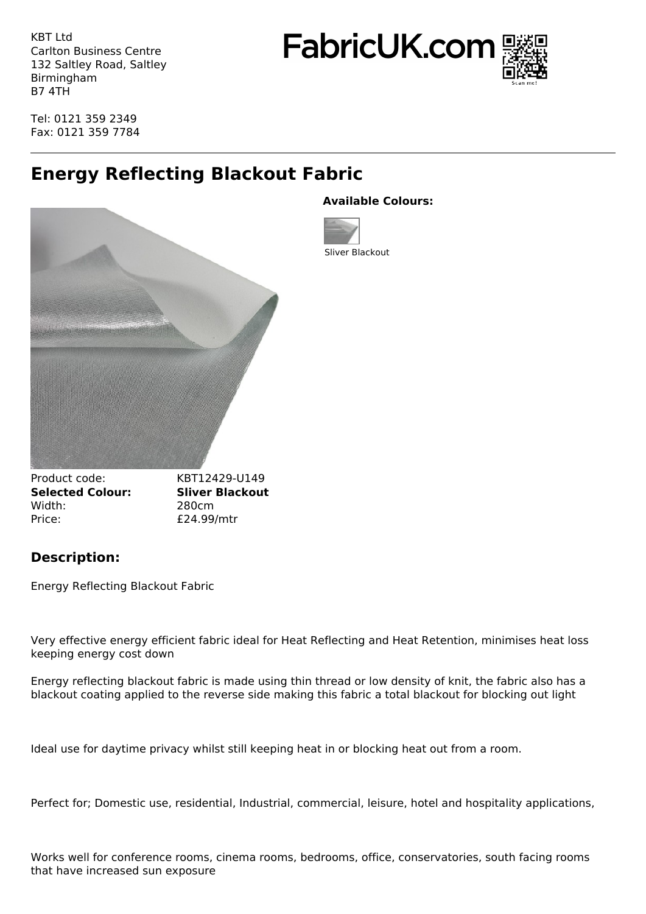KBT Ltd
Carlton Business Centre
132 Saltley Road, Saltley
Birmingham
B7 4TH

Tel: 0121 359 2349
Fax: 0121 359 7784

FabricUK.com

# Energy Reflecting Blackout Fabric

**Available Colours:**

Sliver Blackout

| | |
|---|---|
| Product code: | KBT12429-U149 |
| **Selected Colour:** | **Sliver Blackout** |
| Width: | 280cm |
| Price: | £24.99/mtr |

## Description:

Energy Reflecting Blackout Fabric

Very effective energy efficient fabric ideal for Heat Reflecting and Heat Retention, minimises heat loss keeping energy cost down

Energy reflecting blackout fabric is made using thin thread or low density of knit, the fabric also has a blackout coating applied to the reverse side making this fabric a total blackout for blocking out light

Ideal use for daytime privacy whilst still keeping heat in or blocking heat out from a room.

Perfect for; Domestic use, residential, Industrial, commercial, leisure, hotel and hospitality applications,

Works well for conference rooms, cinema rooms, bedrooms, office, conservatories, south facing rooms that have increased sun exposure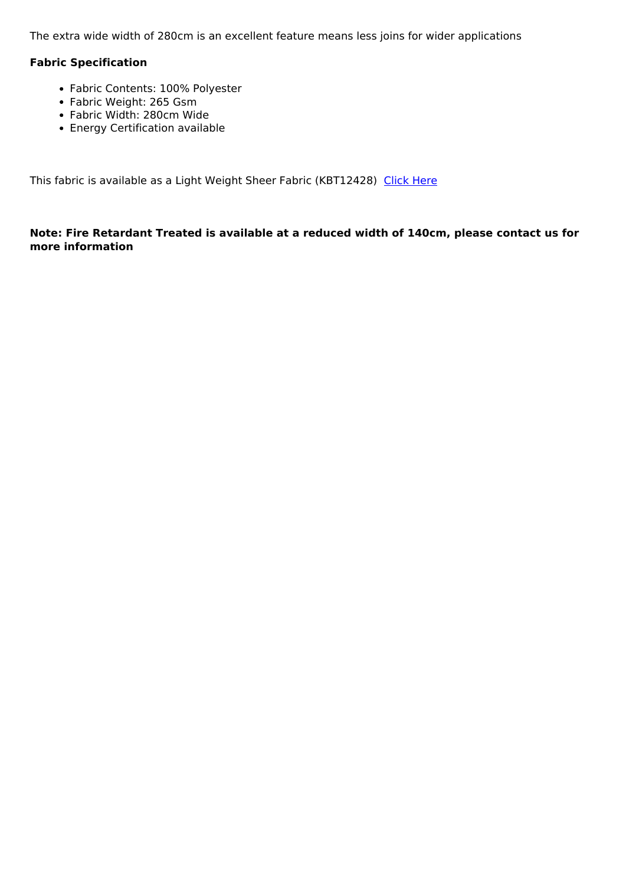The extra wide width of 280cm is an excellent feature means less joins for wider applications

**Fabric Specification**

- Fabric Contents: 100% Polyester
- Fabric Weight: 265 Gsm
- Fabric Width: 280cm Wide
- Energy Certification available

This fabric is available as a Light Weight Sheer Fabric (KBT12428) Click Here

**Note: Fire Retardant Treated is available at a reduced width of 140cm, please contact us for more information**